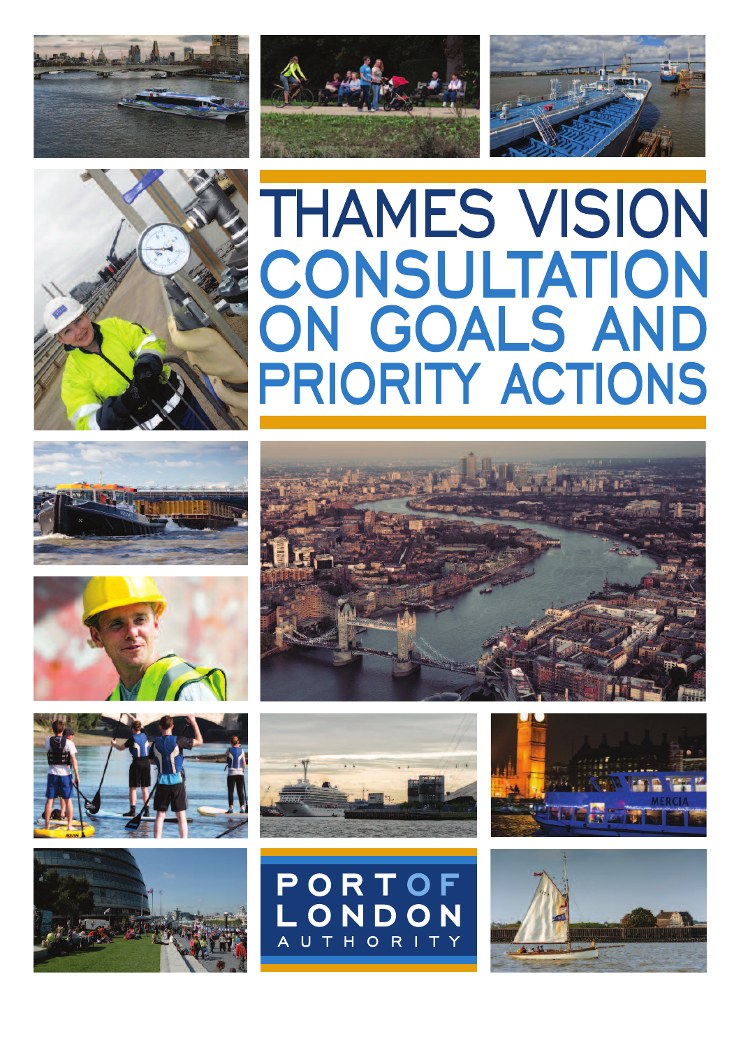# THAMES VISION
# CONSULTATION ON GOALS AND PRIORITY ACTIONS

PORT OF LONDON AUTHORITY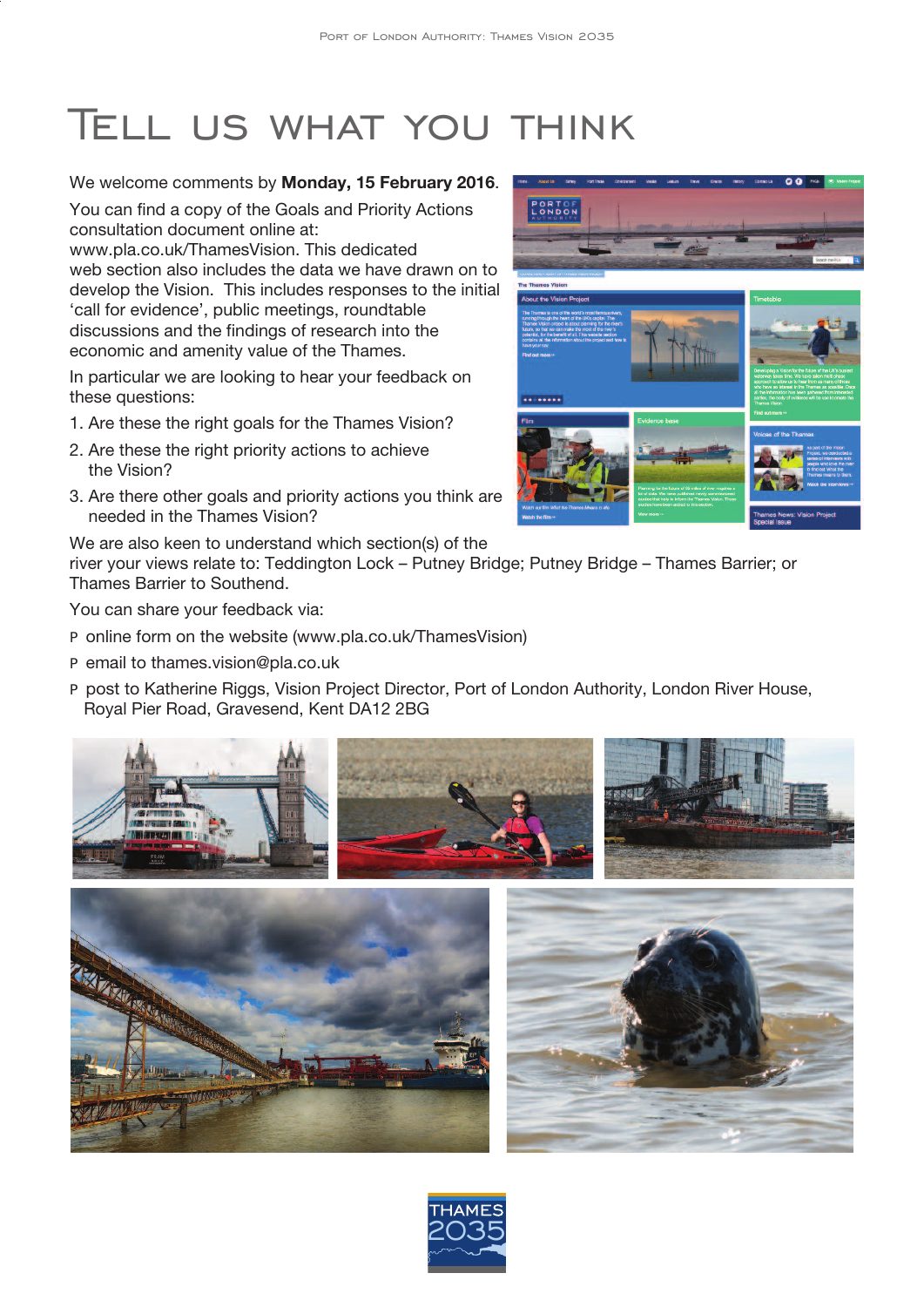# Tell us what you think

We welcome comments by **Monday, 15 February 2016**.

You can find a copy of the Goals and Priority Actions consultation document online at: www.pla.co.uk/ThamesVision. This dedicated web section also includes the data we have drawn on to develop the Vision. This includes responses to the initial 'call for evidence', public meetings, roundtable discussions and the findings of research into the economic and amenity value of the Thames.

In particular we are looking to hear your feedback on these questions:

1. Are these the right goals for the Thames Vision?
2. Are these the right priority actions to achieve the Vision?
3. Are there other goals and priority actions you think are needed in the Thames Vision?

We are also keen to understand which section(s) of the river your views relate to: Teddington Lock – Putney Bridge; Putney Bridge – Thames Barrier; or Thames Barrier to Southend.

You can share your feedback via:

- online form on the website (www.pla.co.uk/ThamesVision)
- email to thames.vision@pla.co.uk
- post to Katherine Riggs, Vision Project Director, Port of London Authority, London River House, Royal Pier Road, Gravesend, Kent DA12 2BG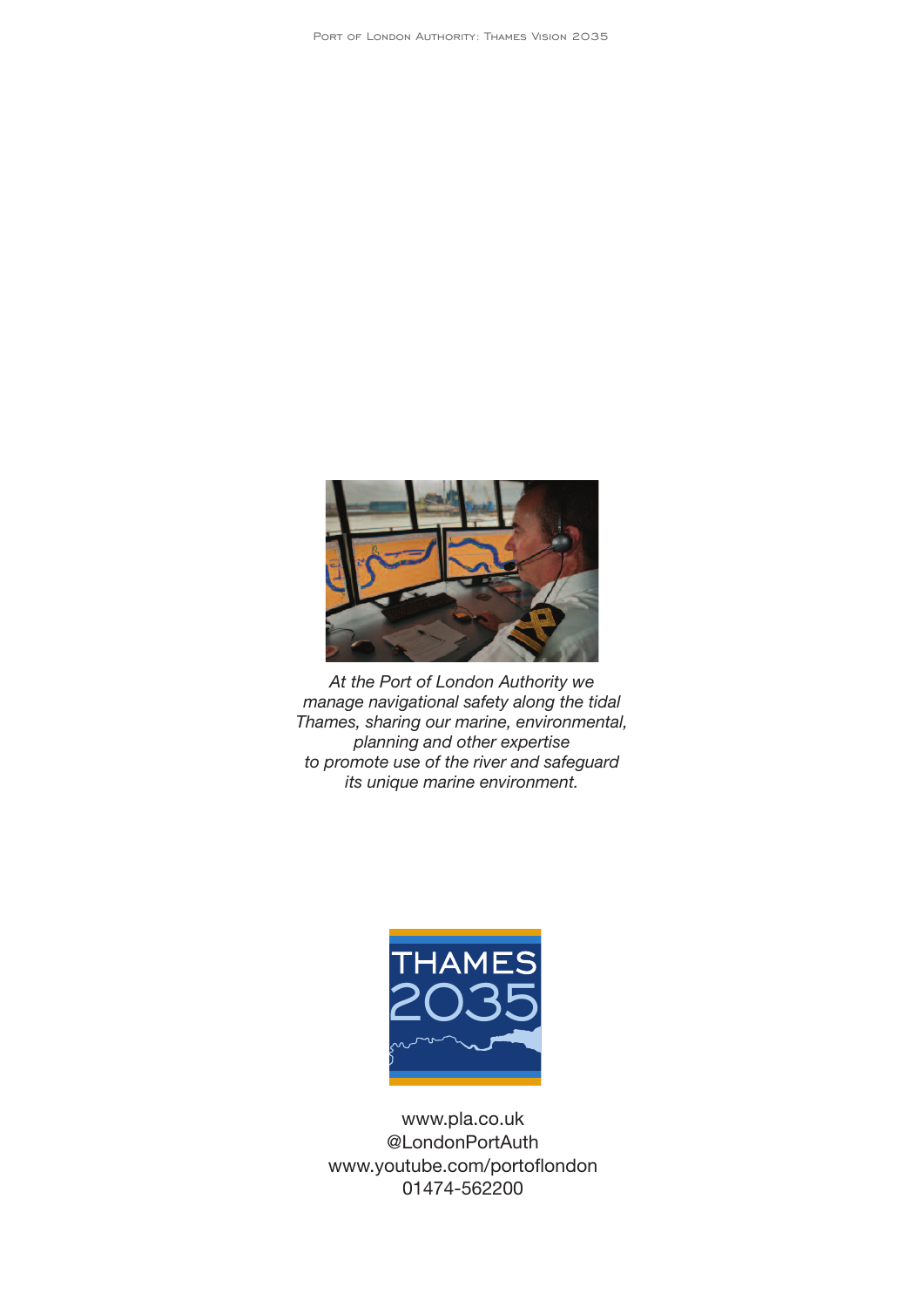*At the Port of London Authority we manage navigational safety along the tidal Thames, sharing our marine, environmental, planning and other expertise to promote use of the river and safeguard its unique marine environment.*

THAMES 2035

www.pla.co.uk
@LondonPortAuth
www.youtube.com/portoflondon
01474-562200